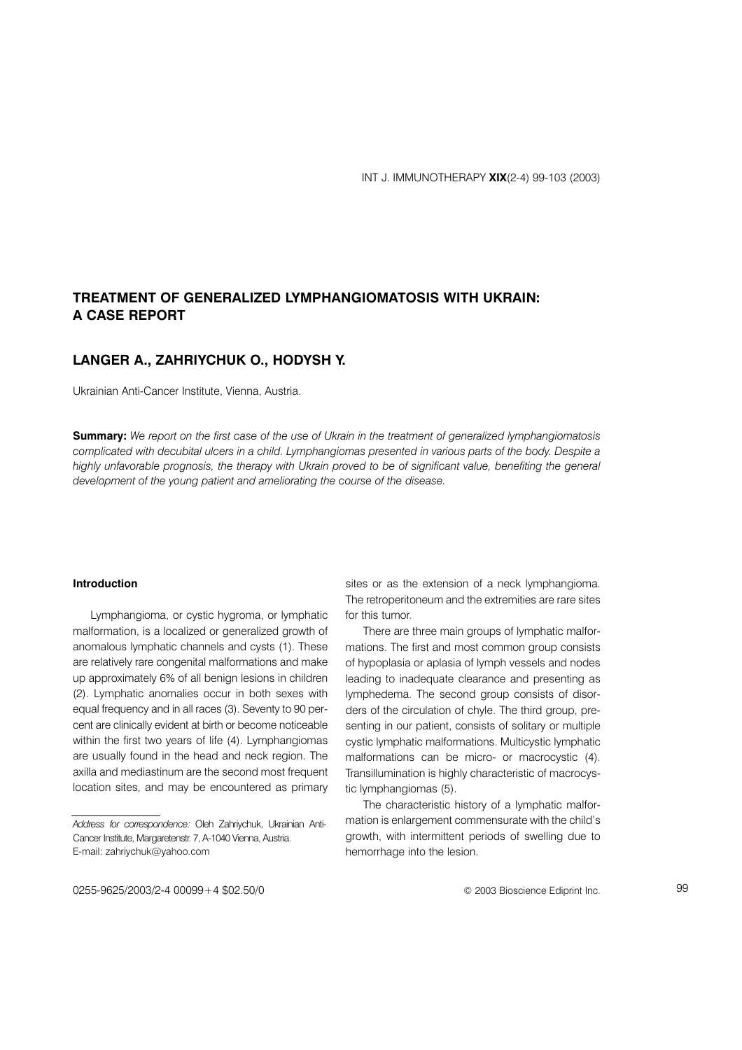# TREATMENT OF GENERALIZED LYMPHANGIOMATOSIS WITH UKRAIN: A CASE REPORT

## LANGER A., ZAHRIYCHUK O., HODYSH Y.

Ukrainian Anti-Cancer Institute, Vienna, Austria.

**Summary:** *We report on the first case of the use of Ukrain in the treatment of generalized lymphangiomatosis complicated with decubital ulcers in a child. Lymphangiomas presented in various parts of the body. Despite a highly unfavorable prognosis, the therapy with Ukrain proved to be of significant value, benefiting the general development of the young patient and ameliorating the course of the disease.*

### Introduction

Lymphangioma, or cystic hygroma, or lymphatic malformation, is a localized or generalized growth of anomalous lymphatic channels and cysts (1). These are relatively rare congenital malformations and make up approximately 6% of all benign lesions in children (2). Lymphatic anomalies occur in both sexes with equal frequency and in all races (3). Seventy to 90 percent are clinically evident at birth or become noticeable within the first two years of life (4). Lymphangiomas are usually found in the head and neck region. The axilla and mediastinum are the second most frequent location sites, and may be encountered as primary sites or as the extension of a neck lymphangioma. The retroperitoneum and the extremities are rare sites for this tumor.

There are three main groups of lymphatic malformations. The first and most common group consists of hypoplasia or aplasia of lymph vessels and nodes leading to inadequate clearance and presenting as lymphedema. The second group consists of disorders of the circulation of chyle. The third group, presenting in our patient, consists of solitary or multiple cystic lymphatic malformations. Multicystic lymphatic malformations can be micro- or macrocystic (4). Transillumination is highly characteristic of macrocystic lymphangiomas (5).

The characteristic history of a lymphatic malformation is enlargement commensurate with the child's growth, with intermittent periods of swelling due to hemorrhage into the lesion.

*Address for correspondence:* Oleh Zahriychuk, Ukrainian Anti-Cancer Institute, Margaretenstr. 7, A-1040 Vienna, Austria. E-mail: zahriychuk@yahoo.com

0255-9625/2003/2-4 00099+4 $02.50/0

© 2003 Bioscience Ediprint Inc.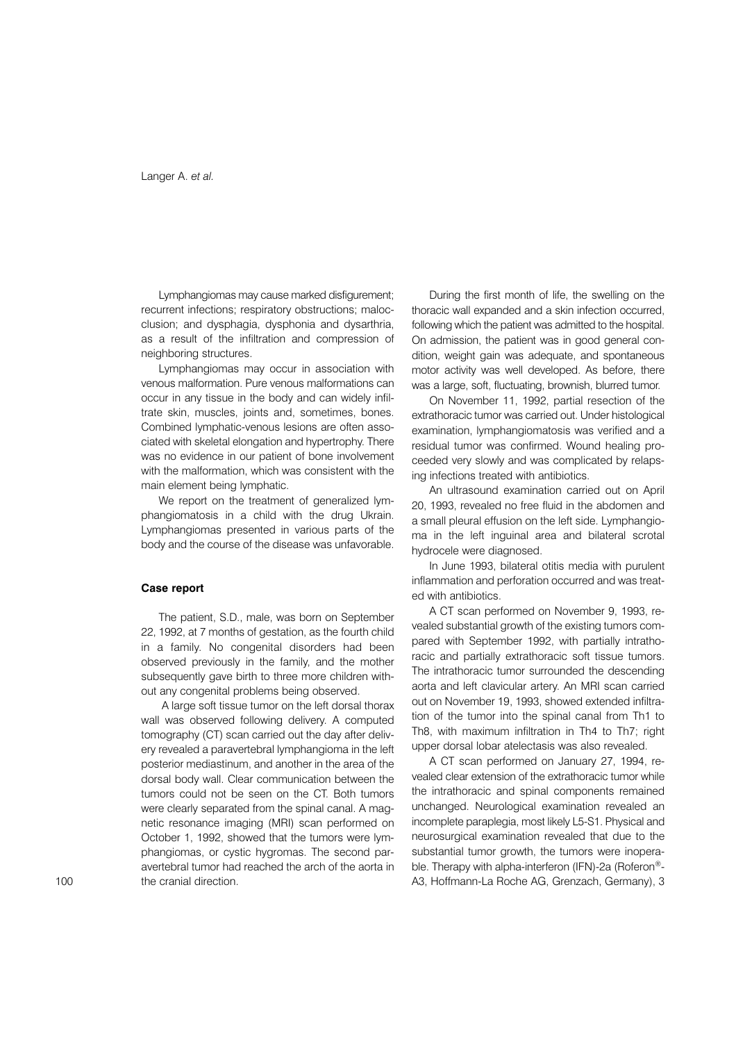Lymphangiomas may cause marked disfigurement; recurrent infections; respiratory obstructions; malocclusion; and dysphagia, dysphonia and dysarthria, as a result of the infiltration and compression of neighboring structures.

Lymphangiomas may occur in association with venous malformation. Pure venous malformations can occur in any tissue in the body and can widely infiltrate skin, muscles, joints and, sometimes, bones. Combined lymphatic-venous lesions are often associated with skeletal elongation and hypertrophy. There was no evidence in our patient of bone involvement with the malformation, which was consistent with the main element being lymphatic.

We report on the treatment of generalized lymphangiomatosis in a child with the drug Ukrain. Lymphangiomas presented in various parts of the body and the course of the disease was unfavorable.

## Case report

The patient, S.D., male, was born on September 22, 1992, at 7 months of gestation, as the fourth child in a family. No congenital disorders had been observed previously in the family, and the mother subsequently gave birth to three more children without any congenital problems being observed.

A large soft tissue tumor on the left dorsal thorax wall was observed following delivery. A computed tomography (CT) scan carried out the day after delivery revealed a paravertebral lymphangioma in the left posterior mediastinum, and another in the area of the dorsal body wall. Clear communication between the tumors could not be seen on the CT. Both tumors were clearly separated from the spinal canal. A magnetic resonance imaging (MRI) scan performed on October 1, 1992, showed that the tumors were lymphangiomas, or cystic hygromas. The second paravertebral tumor had reached the arch of the aorta in the cranial direction.

During the first month of life, the swelling on the thoracic wall expanded and a skin infection occurred, following which the patient was admitted to the hospital. On admission, the patient was in good general condition, weight gain was adequate, and spontaneous motor activity was well developed. As before, there was a large, soft, fluctuating, brownish, blurred tumor.

On November 11, 1992, partial resection of the extrathoracic tumor was carried out. Under histological examination, lymphangiomatosis was verified and a residual tumor was confirmed. Wound healing proceeded very slowly and was complicated by relapsing infections treated with antibiotics.

An ultrasound examination carried out on April 20, 1993, revealed no free fluid in the abdomen and a small pleural effusion on the left side. Lymphangioma in the left inguinal area and bilateral scrotal hydrocele were diagnosed.

In June 1993, bilateral otitis media with purulent inflammation and perforation occurred and was treated with antibiotics.

A CT scan performed on November 9, 1993, revealed substantial growth of the existing tumors compared with September 1992, with partially intrathoracic and partially extrathoracic soft tissue tumors. The intrathoracic tumor surrounded the descending aorta and left clavicular artery. An MRI scan carried out on November 19, 1993, showed extended infiltration of the tumor into the spinal canal from Th1 to Th8, with maximum infiltration in Th4 to Th7; right upper dorsal lobar atelectasis was also revealed.

A CT scan performed on January 27, 1994, revealed clear extension of the extrathoracic tumor while the intrathoracic and spinal components remained unchanged. Neurological examination revealed an incomplete paraplegia, most likely L5-S1. Physical and neurosurgical examination revealed that due to the substantial tumor growth, the tumors were inoperable. Therapy with alpha-interferon (IFN)-2a (Roferon®-A3, Hoffmann-La Roche AG, Grenzach, Germany), 3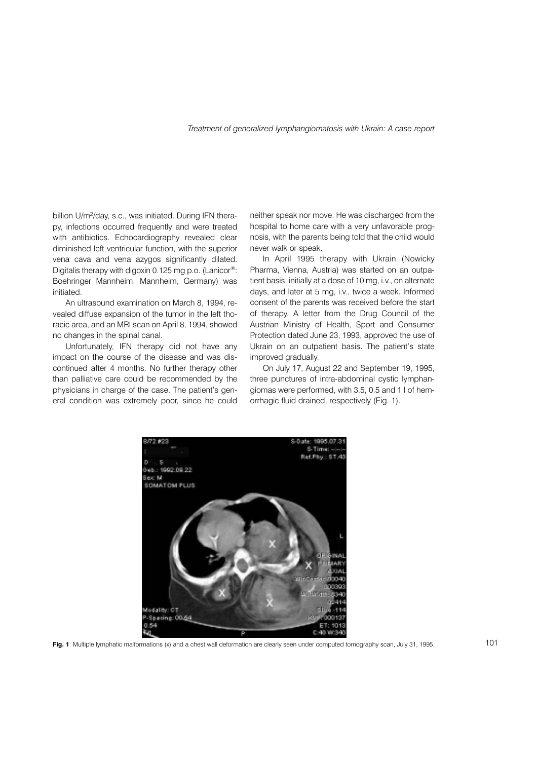billion U/m$^2$/day, s.c., was initiated. During IFN therapy, infections occurred frequently and were treated with antibiotics. Echocardiography revealed clear diminished left ventricular function, with the superior vena cava and vena azygos significantly dilated. Digitalis therapy with digoxin 0.125 mg p.o. (Lanicor®: Boehringer Mannheim, Mannheim, Germany) was initiated.

An ultrasound examination on March 8, 1994, revealed diffuse expansion of the tumor in the left thoracic area, and an MRI scan on April 8, 1994, showed no changes in the spinal canal.

Unfortunately, IFN therapy did not have any impact on the course of the disease and was discontinued after 4 months. No further therapy other than palliative care could be recommended by the physicians in charge of the case. The patient's general condition was extremely poor, since he could neither speak nor move. He was discharged from the hospital to home care with a very unfavorable prognosis, with the parents being told that the child would never walk or speak.

In April 1995 therapy with Ukrain (Nowicky Pharma, Vienna, Austria) was started on an outpatient basis, initially at a dose of 10 mg, i.v., on alternate days, and later at 5 mg, i.v., twice a week. Informed consent of the parents was received before the start of therapy. A letter from the Drug Council of the Austrian Ministry of Health, Sport and Consumer Protection dated June 23, 1993, approved the use of Ukrain on an outpatient basis. The patient's state improved gradually.

On July 17, August 22 and September 19, 1995, three punctures of intra-abdominal cystic lymphangiomas were performed, with 3.5, 0.5 and 1 l of hemorrhagic fluid drained, respectively (Fig. 1).

**Fig. 1** Multiple lymphatic malformations (x) and a chest wall deformation are clearly seen under computed tomography scan, July 31, 1995.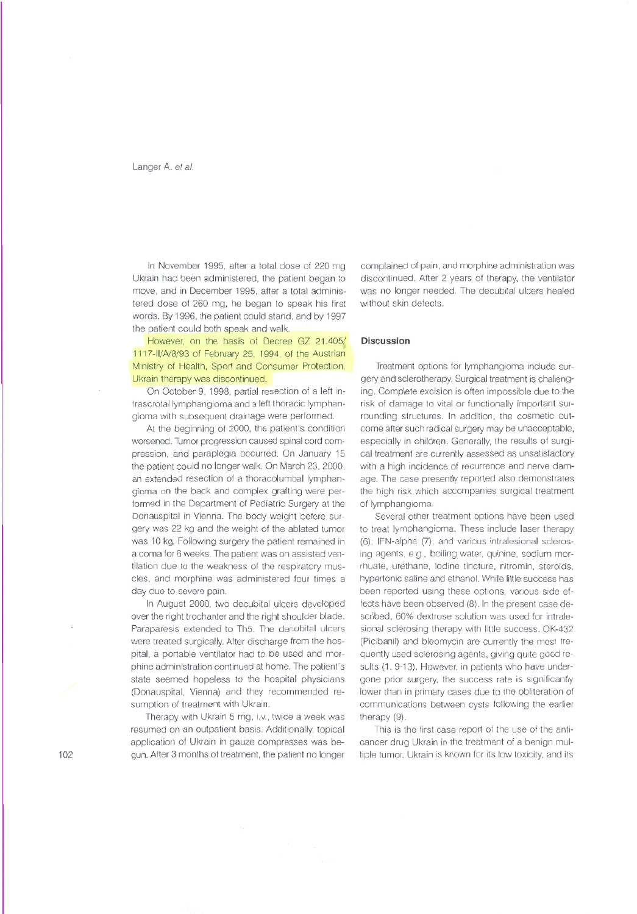In November 1995, after a total dose of 220 mg Ukrain had been administered, the patient began to move, and in December 1995, after a total administered dose of 260 mg, he began to speak his first words. By 1996, the patient could stand, and by 1997 the patient could both speak and walk.

However, on the basis of Decree GZ 21.405/1117-II/A/8/93 of February 25, 1994, of the Austrian Ministry of Health, Sport and Consumer Protection, Ukrain therapy was discontinued.

On October 9, 1998, partial resection of a left intrascrotal lymphangioma and a left thoracic lymphangioma with subsequent drainage were performed.

At the beginning of 2000, the patient's condition worsened. Tumor progression caused spinal cord compression, and paraplegia occurred. On January 15 the patient could no longer walk. On March 23, 2000, an extended resection of a thoracolumbal lymphangioma on the back and complex grafting were performed in the Department of Pediatric Surgery at the Donauspital in Vienna. The body weight before surgery was 22 kg and the weight of the ablated tumor was 10 kg. Following surgery the patient remained in a coma for 6 weeks. The patient was on assisted ventilation due to the weakness of the respiratory muscles, and morphine was administered four times a day due to severe pain.

In August 2000, two decubital ulcers developed over the right trochanter and the right shoulder blade. Paraparesis extended to Th5. The decubital ulcers were treated surgically. After discharge from the hospital, a portable ventilator had to be used and morphine administration continued at home. The patient's state seemed hopeless to the hospital physicians (Donauspital, Vienna) and they recommended resumption of treatment with Ukrain.

Therapy with Ukrain 5 mg, i.v., twice a week was resumed on an outpatient basis. Additionally, topical application of Ukrain in gauze compresses was begun. After 3 months of treatment, the patient no longer complained of pain, and morphine administration was discontinued. After 2 years of therapy, the ventilator was no longer needed. The decubital ulcers healed without skin defects.

## Discussion

Treatment options for lymphangioma include surgery and sclerotherapy. Surgical treatment is challenging. Complete excision is often impossible due to the risk of damage to vital or functionally important surrounding structures. In addition, the cosmetic outcome after such radical surgery may be unacceptable, especially in children. Generally, the results of surgical treatment are currently assessed as unsatisfactory with a high incidence of recurrence and nerve damage. The case presently reported also demonstrates the high risk which accompanies surgical treatment of lymphangioma.

Several other treatment options have been used to treat lymphangioma. These include laser therapy (6); IFN-alpha (7); and various intralesional sclerosing agents, *e.g.*, boiling water, quinine, sodium morrhuate, urethane, iodine tincture, nitromin, steroids, hypertonic saline and ethanol. While little success has been reported using these options, various side effects have been observed (8). In the present case described, 60% dextrose solution was used for intralesional sclerosing therapy with little success. OK-432 (Picibanil) and bleomycin are currently the most frequently used sclerosing agents, giving quite good results (1, 9-13). However, in patients who have undergone prior surgery, the success rate is significantly lower than in primary cases due to the obliteration of communications between cysts following the earlier therapy (9).

This is the first case report of the use of the anticancer drug Ukrain in the treatment of a benign multiple tumor. Ukrain is known for its low toxicity, and its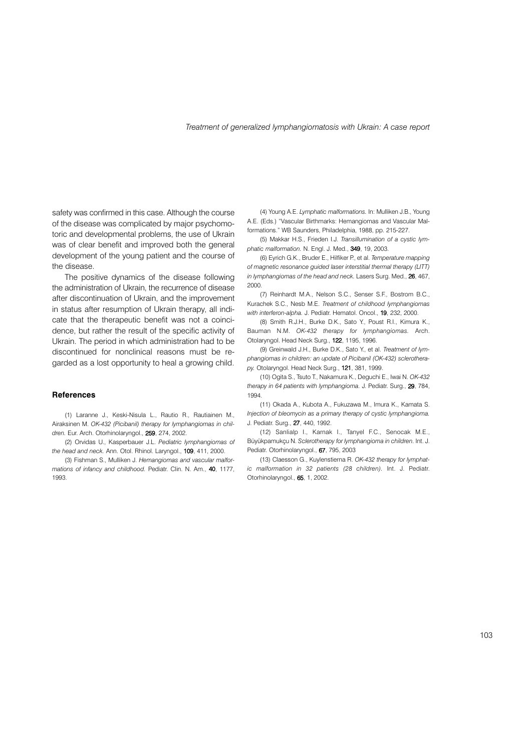safety was confirmed in this case. Although the course of the disease was complicated by major psychomotoric and developmental problems, the use of Ukrain was of clear benefit and improved both the general development of the young patient and the course of the disease.

The positive dynamics of the disease following the administration of Ukrain, the recurrence of disease after discontinuation of Ukrain, and the improvement in status after resumption of Ukrain therapy, all indicate that the therapeutic benefit was not a coincidence, but rather the result of the specific activity of Ukrain. The period in which administration had to be discontinued for nonclinical reasons must be regarded as a lost opportunity to heal a growing child.

### References

(1) Laranne J., Keski-Nisula L., Rautio R., Rautiainen M., Airaksinen M. *OK-432 (Picibanil) therapy for lymphangiomas in children.* Eur. Arch. Otorhinolaryngol., **259**, 274, 2002.

(2) Orvidas U., Kasperbauer J.L. *Pediatric lymphangiomas of the head and neck.* Ann. Otol. Rhinol. Laryngol., **109**, 411, 2000.

(3) Fishman S., Mulliken J. *Hemangiomas and vascular malformations of infancy and childhood.* Pediatr. Clin. N. Am., **40**, 1177, 1993.

(4) Young A.E. *Lymphatic malformations.* In: Mulliken J.B., Young A.E. (Eds.) "Vascular Birthmarks: Hemangiomas and Vascular Malformations." WB Saunders, Philadelphia, 1988, pp. 215-227.

(5) Makkar H.S., Frieden I.J. *Transillumination of a cystic lymphatic malformation.* N. Engl. J. Med., **349**, 19, 2003.

(6) Eyrich G.K., Bruder E., Hilfiker P., et al. *Temperature mapping of magnetic resonance guided laser interstitial thermal therapy (LITT) in lymphangiomas of the head and neck.* Lasers Surg. Med., **26**, 467, 2000.

(7) Reinhardt M.A., Nelson S.C., Senser S.F., Bostrom B.C., Kurachek S.C., Nesb M.E. *Treatment of childhood lymphangiomas with interferon-alpha.* J. Pediatr. Hematol. Oncol., **19**, 232, 2000.

(8) Smith R.J.H., Burke D.K., Sato Y., Poust R.I., Kimura K., Bauman N.M. *OK-432 therapy for lymphangiomas.* Arch. Otolaryngol. Head Neck Surg., **122**, 1195, 1996.

(9) Greinwald J.H., Burke D.K., Sato Y., et al. *Treatment of lymphangiomas in children: an update of Picibanil (OK-432) sclerotherapy.* Otolaryngol. Head Neck Surg., **121**, 381, 1999.

(10) Ogita S., Tsuto T., Nakamura K., Deguchi E., Iwai N. *OK-432 therapy in 64 patients with lymphangioma.* J. Pediatr. Surg., **29**, 784, 1994.

(11) Okada A., Kubota A., Fukuzawa M., Imura K., Kamata S. *Injection of bleomycin as a primary therapy of cystic lymphangioma.* J. Pediatr. Surg., **27**, 440, 1992.

(12) Sanlialp I., Karnak I., Tanyel F.C., Senocak M.E., Büyükpamukçu N. *Sclerotherapy for lymphangioma in children.* Int. J. Pediatr. Otorhinolaryngol., **67**, 795, 2003

(13) Claesson G., Kuylenstierna R. *OK-432 therapy for lymphatic malformation in 32 patients (28 children).* Int. J. Pediatr. Otorhinolaryngol., **65**, 1, 2002.